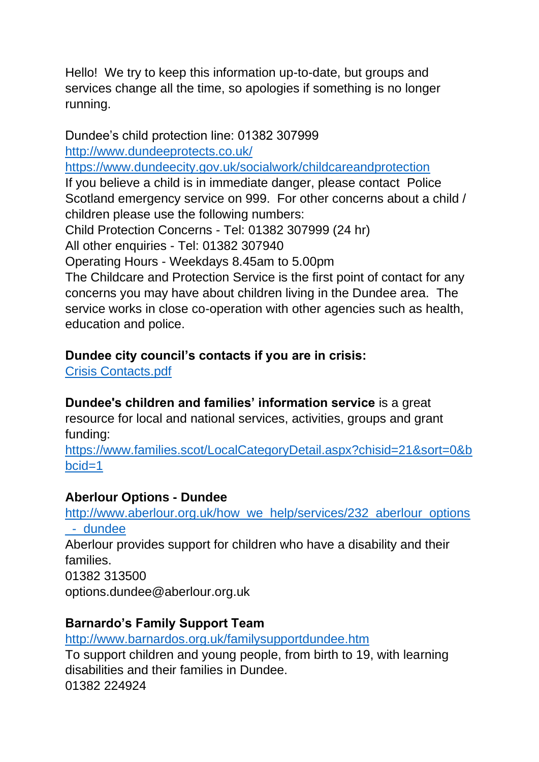Hello!  We try to keep this information up-to-date, but groups and services change all the time, so apologies if something is no longer running.

Dundee's child protection line: 01382 307999
http://www.dundeeprotects.co.uk/
https://www.dundeecity.gov.uk/socialwork/childcareandprotection
If you believe a child is in immediate danger, please contact  Police Scotland emergency service on 999.  For other concerns about a child / children please use the following numbers:
Child Protection Concerns - Tel: 01382 307999 (24 hr)
All other enquiries - Tel: 01382 307940
Operating Hours - Weekdays 8.45am to 5.00pm
The Childcare and Protection Service is the first point of contact for any concerns you may have about children living in the Dundee area.  The service works in close co-operation with other agencies such as health, education and police.

**Dundee city council's contacts if you are in crisis:**
Crisis Contacts.pdf

**Dundee's children and families' information service** is a great resource for local and national services, activities, groups and grant funding:
https://www.families.scot/LocalCategoryDetail.aspx?chisid=21&sort=0&bbcid=1

**Aberlour Options - Dundee**
http://www.aberlour.org.uk/how_we_help/services/232_aberlour_options_-_dundee
Aberlour provides support for children who have a disability and their families.
01382 313500
options.dundee@aberlour.org.uk

**Barnardo's Family Support Team**
http://www.barnardos.org.uk/familysupportdundee.htm
To support children and young people, from birth to 19, with learning disabilities and their families in Dundee.
01382 224924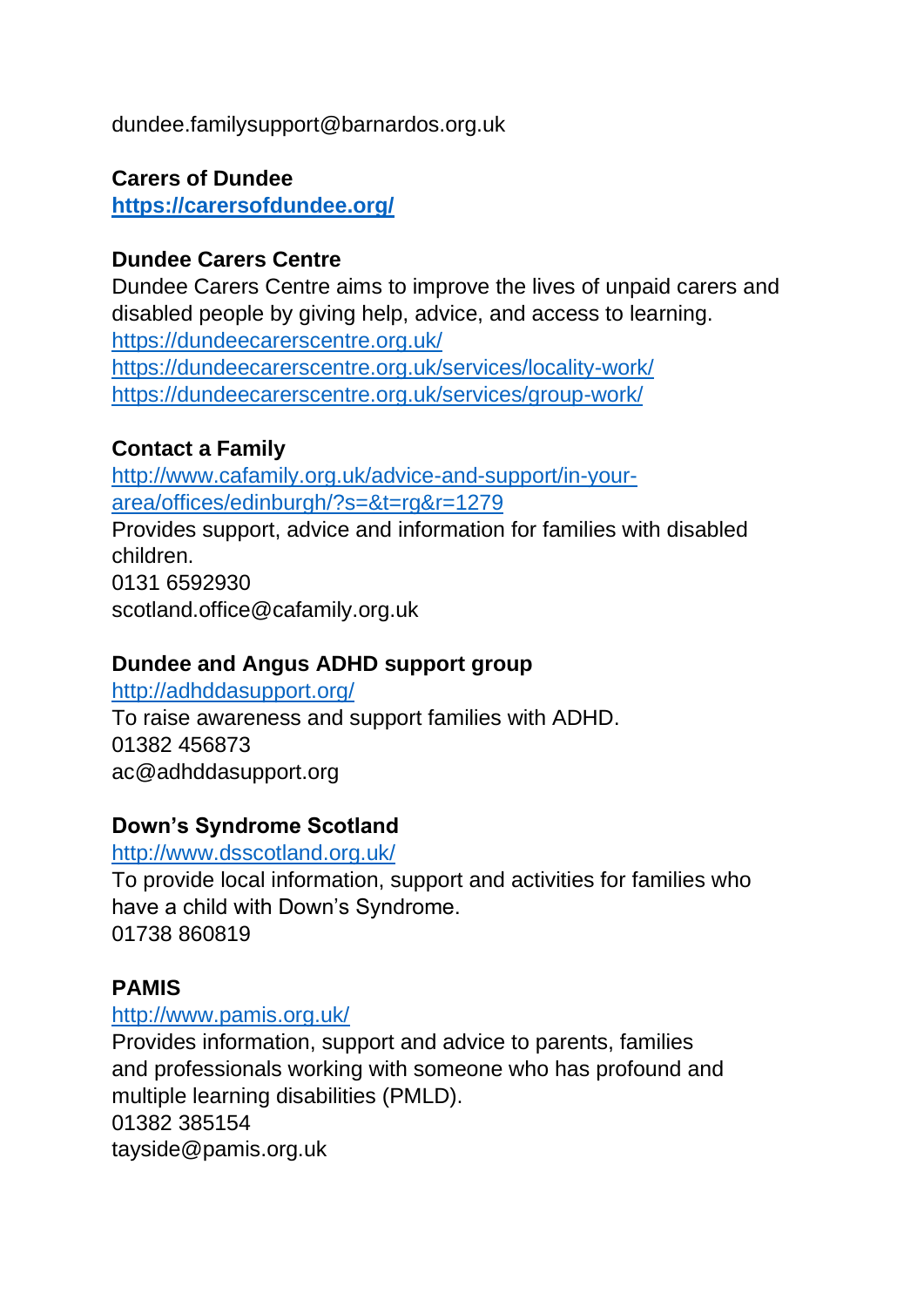dundee.familysupport@barnardos.org.uk

**Carers of Dundee**
**https://carersofdundee.org/**

**Dundee Carers Centre**
Dundee Carers Centre aims to improve the lives of unpaid carers and disabled people by giving help, advice, and access to learning.
https://dundeecarerscentre.org.uk/
https://dundeecarerscentre.org.uk/services/locality-work/
https://dundeecarerscentre.org.uk/services/group-work/

**Contact a Family**
http://www.cafamily.org.uk/advice-and-support/in-your-area/offices/edinburgh/?s=&t=rg&r=1279
Provides support, advice and information for families with disabled children.
0131 6592930
scotland.office@cafamily.org.uk

**Dundee and Angus ADHD support group**
http://adhddasupport.org/
To raise awareness and support families with ADHD.
01382 456873
ac@adhddasupport.org

**Down's Syndrome Scotland**
http://www.dsscotland.org.uk/
To provide local information, support and activities for families who have a child with Down's Syndrome.
01738 860819

**PAMIS**
http://www.pamis.org.uk/
Provides information, support and advice to parents, families and professionals working with someone who has profound and multiple learning disabilities (PMLD).
01382 385154
tayside@pamis.org.uk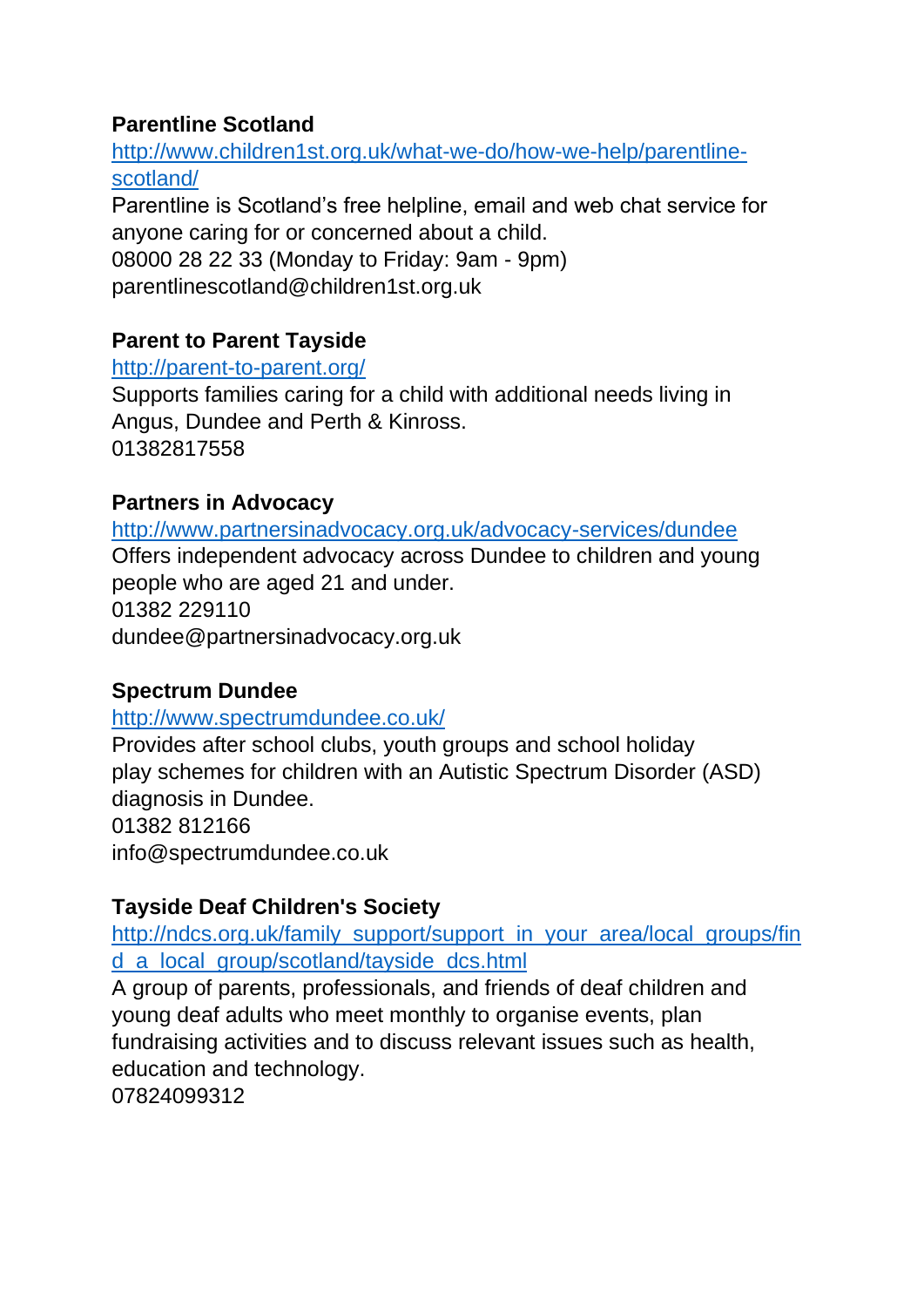**Parentline Scotland**

http://www.children1st.org.uk/what-we-do/how-we-help/parentline-scotland/

Parentline is Scotland's free helpline, email and web chat service for anyone caring for or concerned about a child.

08000 28 22 33 (Monday to Friday: 9am - 9pm)

parentlinescotland@children1st.org.uk

**Parent to Parent Tayside**

http://parent-to-parent.org/

Supports families caring for a child with additional needs living in Angus, Dundee and Perth & Kinross.

01382817558

**Partners in Advocacy**

http://www.partnersinadvocacy.org.uk/advocacy-services/dundee

Offers independent advocacy across Dundee to children and young people who are aged 21 and under.

01382 229110

dundee@partnersinadvocacy.org.uk

**Spectrum Dundee**

http://www.spectrumdundee.co.uk/

Provides after school clubs, youth groups and school holiday play schemes for children with an Autistic Spectrum Disorder (ASD) diagnosis in Dundee.

01382 812166

info@spectrumdundee.co.uk

**Tayside Deaf Children's Society**

http://ndcs.org.uk/family_support/support_in_your_area/local_groups/find_a_local_group/scotland/tayside_dcs.html

A group of parents, professionals, and friends of deaf children and young deaf adults who meet monthly to organise events, plan fundraising activities and to discuss relevant issues such as health, education and technology.

07824099312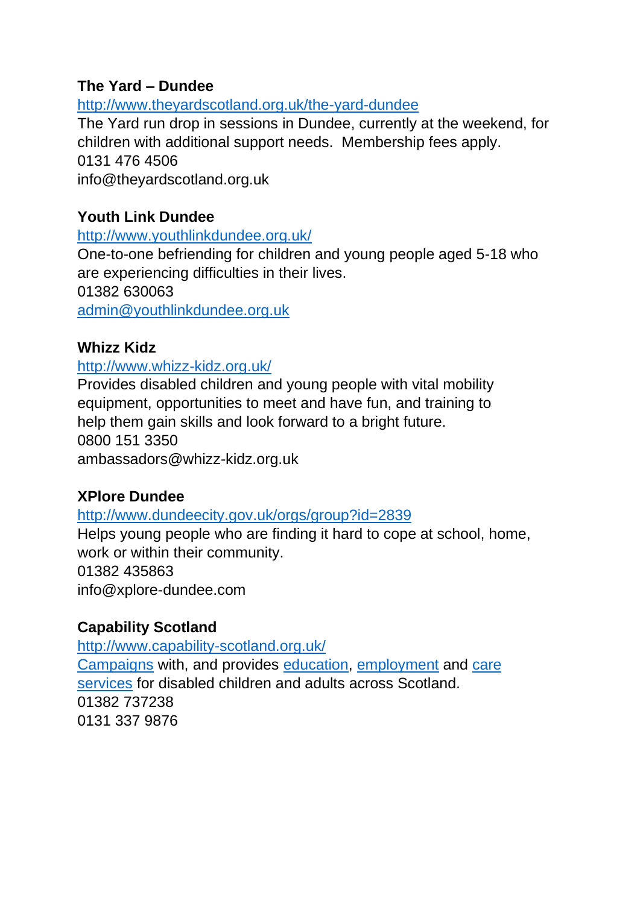**The Yard – Dundee**

http://www.theyardscotland.org.uk/the-yard-dundee

The Yard run drop in sessions in Dundee, currently at the weekend, for children with additional support needs.  Membership fees apply.

0131 476 4506

info@theyardscotland.org.uk

**Youth Link Dundee**

http://www.youthlinkdundee.org.uk/

One-to-one befriending for children and young people aged 5-18 who are experiencing difficulties in their lives.

01382 630063

admin@youthlinkdundee.org.uk

**Whizz Kidz**

http://www.whizz-kidz.org.uk/

Provides disabled children and young people with vital mobility equipment, opportunities to meet and have fun, and training to help them gain skills and look forward to a bright future.

0800 151 3350

ambassadors@whizz-kidz.org.uk

**XPlore Dundee**

http://www.dundeecity.gov.uk/orgs/group?id=2839

Helps young people who are finding it hard to cope at school, home, work or within their community.

01382 435863

info@xplore-dundee.com

**Capability Scotland**

http://www.capability-scotland.org.uk/

Campaigns with, and provides education, employment and care services for disabled children and adults across Scotland.

01382 737238

0131 337 9876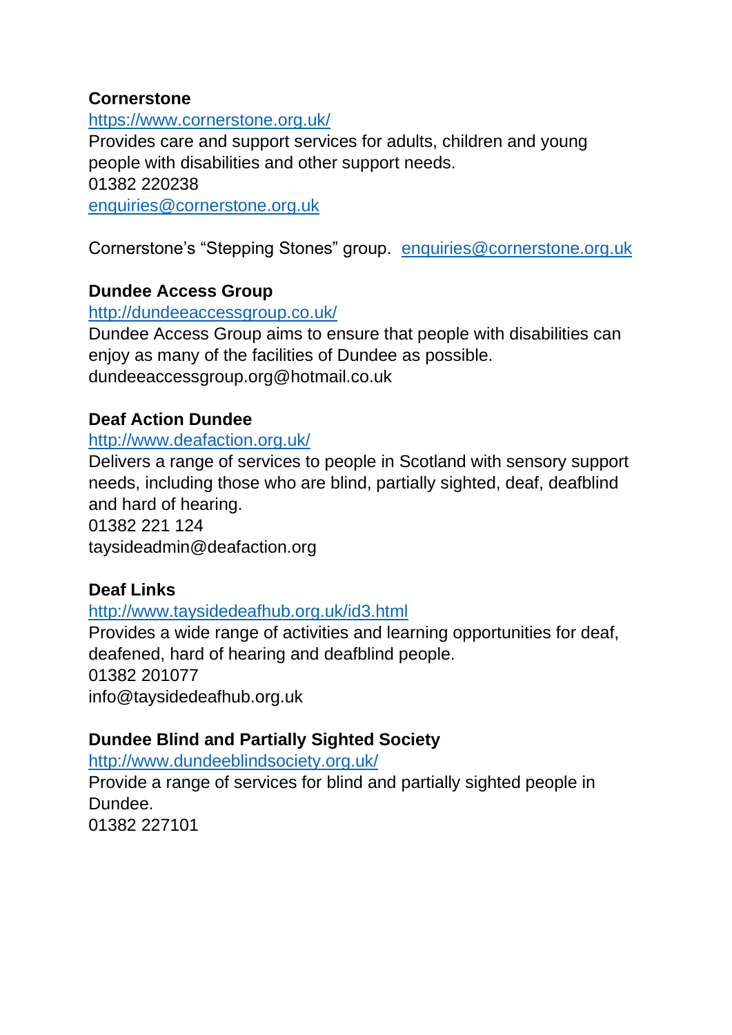**Cornerstone**

https://www.cornerstone.org.uk/

Provides care and support services for adults, children and young people with disabilities and other support needs.

01382 220238

enquiries@cornerstone.org.uk

Cornerstone's "Stepping Stones" group. enquiries@cornerstone.org.uk

**Dundee Access Group**

http://dundeeaccessgroup.co.uk/

Dundee Access Group aims to ensure that people with disabilities can enjoy as many of the facilities of Dundee as possible.

dundeeaccessgroup.org@hotmail.co.uk

**Deaf Action Dundee**

http://www.deafaction.org.uk/

Delivers a range of services to people in Scotland with sensory support needs, including those who are blind, partially sighted, deaf, deafblind and hard of hearing.

01382 221 124

taysideadmin@deafaction.org

**Deaf Links**

http://www.taysidedeafhub.org.uk/id3.html

Provides a wide range of activities and learning opportunities for deaf, deafened, hard of hearing and deafblind people.

01382 201077

info@taysidedeafhub.org.uk

**Dundee Blind and Partially Sighted Society**

http://www.dundeeblindsociety.org.uk/

Provide a range of services for blind and partially sighted people in Dundee.

01382 227101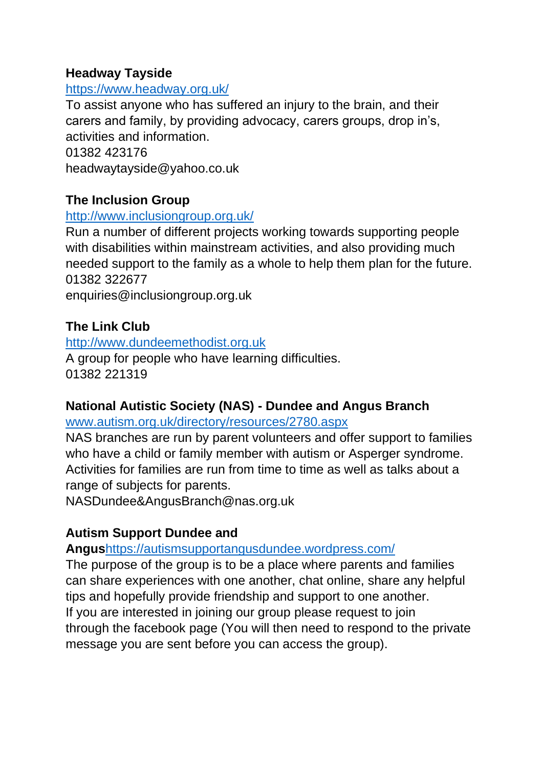**Headway Tayside**

https://www.headway.org.uk/

To assist anyone who has suffered an injury to the brain, and their carers and family, by providing advocacy, carers groups, drop in's, activities and information.

01382 423176

headwaytayside@yahoo.co.uk

**The Inclusion Group**

http://www.inclusiongroup.org.uk/

Run a number of different projects working towards supporting people with disabilities within mainstream activities, and also providing much needed support to the family as a whole to help them plan for the future.

01382 322677

enquiries@inclusiongroup.org.uk

**The Link Club**

http://www.dundeemethodist.org.uk

A group for people who have learning difficulties.

01382 221319

**National Autistic Society (NAS) - Dundee and Angus Branch**

www.autism.org.uk/directory/resources/2780.aspx

NAS branches are run by parent volunteers and offer support to families who have a child or family member with autism or Asperger syndrome. Activities for families are run from time to time as well as talks about a range of subjects for parents.

NASDundee&AngusBranch@nas.org.uk

**Autism Support Dundee and Angus**https://autismsupportangusdundee.wordpress.com/

The purpose of the group is to be a place where parents and families can share experiences with one another, chat online, share any helpful tips and hopefully provide friendship and support to one another.

If you are interested in joining our group please request to join through the facebook page (You will then need to respond to the private message you are sent before you can access the group).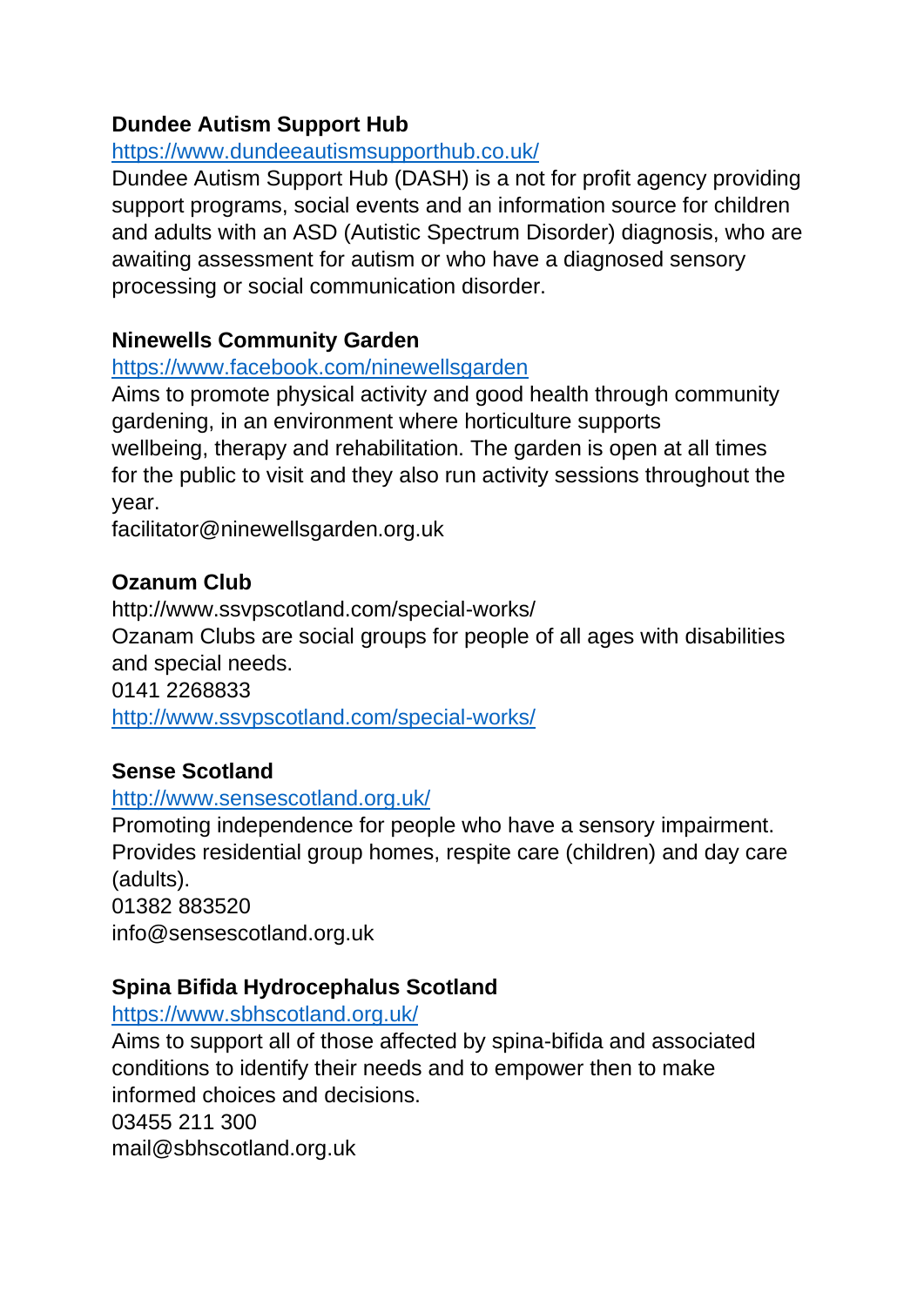**Dundee Autism Support Hub**

https://www.dundeeautismsupporthub.co.uk/

Dundee Autism Support Hub (DASH) is a not for profit agency providing support programs, social events and an information source for children and adults with an ASD (Autistic Spectrum Disorder) diagnosis, who are awaiting assessment for autism or who have a diagnosed sensory processing or social communication disorder.

**Ninewells Community Garden**

https://www.facebook.com/ninewellsgarden

Aims to promote physical activity and good health through community gardening, in an environment where horticulture supports wellbeing, therapy and rehabilitation. The garden is open at all times for the public to visit and they also run activity sessions throughout the year.

facilitator@ninewellsgarden.org.uk

**Ozanum Club**

http://www.ssvpscotland.com/special-works/

Ozanam Clubs are social groups for people of all ages with disabilities and special needs.

0141 2268833

http://www.ssvpscotland.com/special-works/

**Sense Scotland**

http://www.sensescotland.org.uk/

Promoting independence for people who have a sensory impairment. Provides residential group homes, respite care (children) and day care (adults).

01382 883520

info@sensescotland.org.uk

**Spina Bifida Hydrocephalus Scotland**

https://www.sbhscotland.org.uk/

Aims to support all of those affected by spina-bifida and associated conditions to identify their needs and to empower then to make informed choices and decisions.

03455 211 300

mail@sbhscotland.org.uk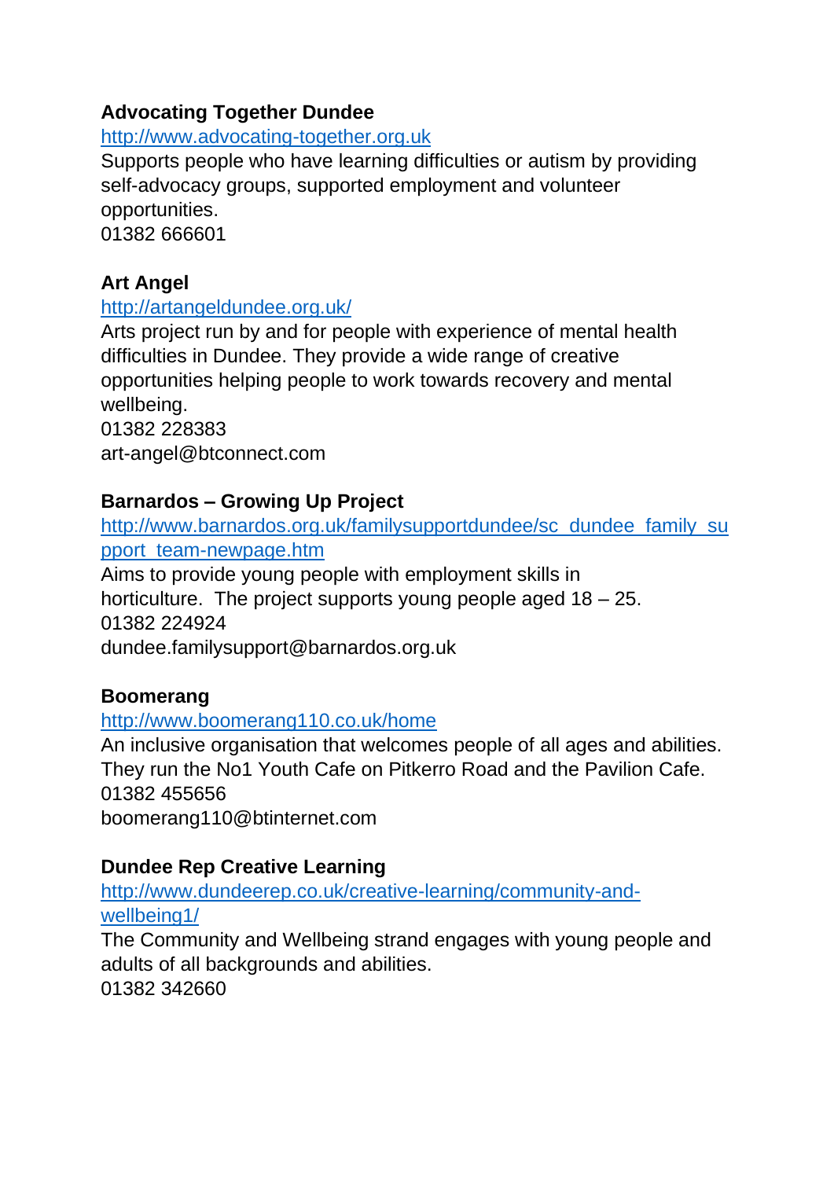**Advocating Together Dundee**

http://www.advocating-together.org.uk

Supports people who have learning difficulties or autism by providing self-advocacy groups, supported employment and volunteer opportunities.

01382 666601

**Art Angel**

http://artangeldundee.org.uk/

Arts project run by and for people with experience of mental health difficulties in Dundee. They provide a wide range of creative opportunities helping people to work towards recovery and mental wellbeing.

01382 228383

art-angel@btconnect.com

**Barnardos – Growing Up Project**

http://www.barnardos.org.uk/familysupportdundee/sc_dundee_family_support_team-newpage.htm

Aims to provide young people with employment skills in horticulture. The project supports young people aged 18 – 25.

01382 224924

dundee.familysupport@barnardos.org.uk

**Boomerang**

http://www.boomerang110.co.uk/home

An inclusive organisation that welcomes people of all ages and abilities. They run the No1 Youth Cafe on Pitkerro Road and the Pavilion Cafe.

01382 455656

boomerang110@btinternet.com

**Dundee Rep Creative Learning**

http://www.dundeerep.co.uk/creative-learning/community-and-wellbeing1/

The Community and Wellbeing strand engages with young people and adults of all backgrounds and abilities.

01382 342660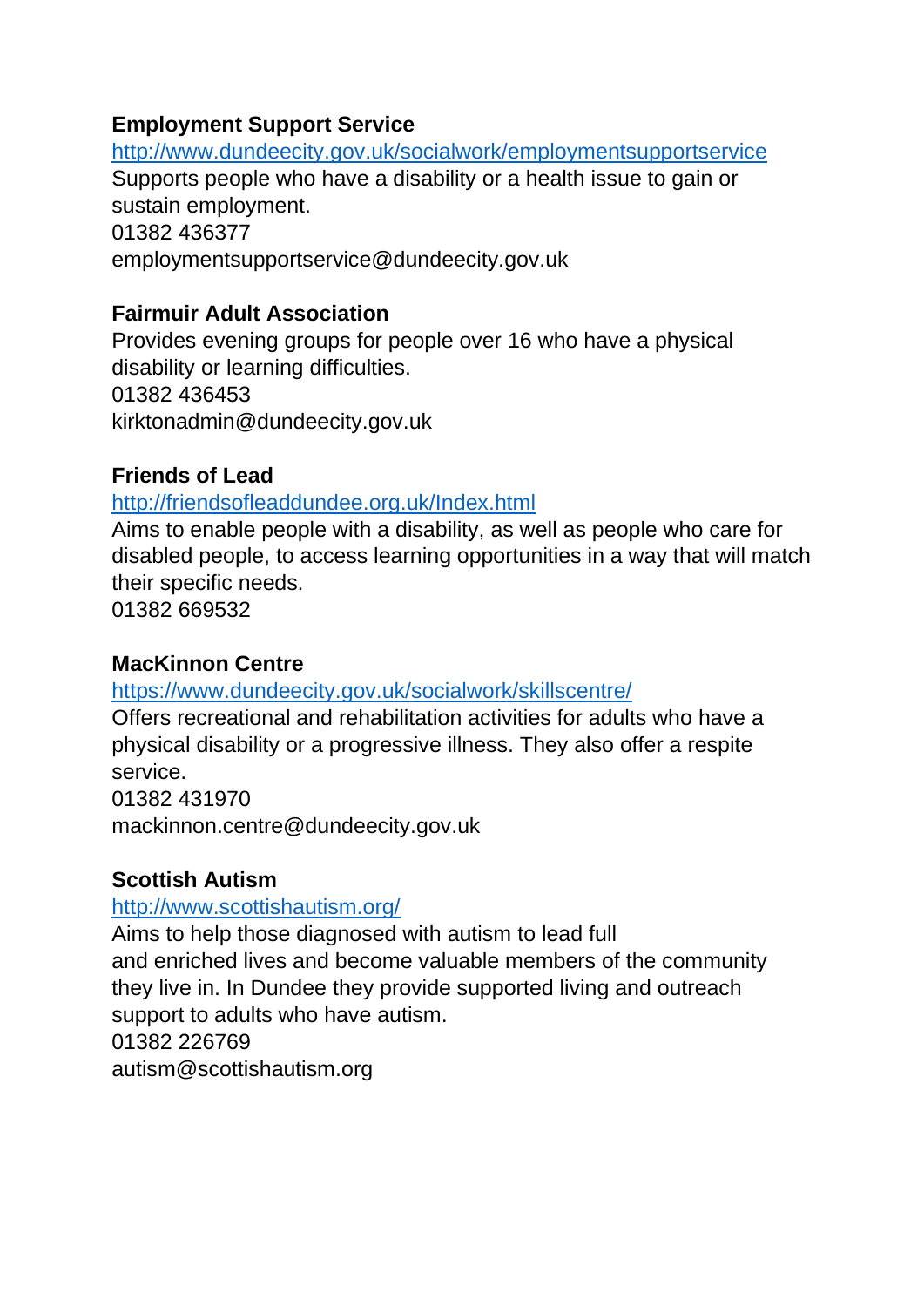**Employment Support Service**

http://www.dundeecity.gov.uk/socialwork/employmentsupportservice

Supports people who have a disability or a health issue to gain or sustain employment.

01382 436377

employmentsupportservice@dundeecity.gov.uk

**Fairmuir Adult Association**

Provides evening groups for people over 16 who have a physical disability or learning difficulties.

01382 436453

kirktonadmin@dundeecity.gov.uk

**Friends of Lead**

http://friendsofleaddundee.org.uk/Index.html

Aims to enable people with a disability, as well as people who care for disabled people, to access learning opportunities in a way that will match their specific needs.

01382 669532

**MacKinnon Centre**

https://www.dundeecity.gov.uk/socialwork/skillscentre/

Offers recreational and rehabilitation activities for adults who have a physical disability or a progressive illness. They also offer a respite service.

01382 431970

mackinnon.centre@dundeecity.gov.uk

**Scottish Autism**

http://www.scottishautism.org/

Aims to help those diagnosed with autism to lead full and enriched lives and become valuable members of the community they live in. In Dundee they provide supported living and outreach support to adults who have autism.

01382 226769

autism@scottishautism.org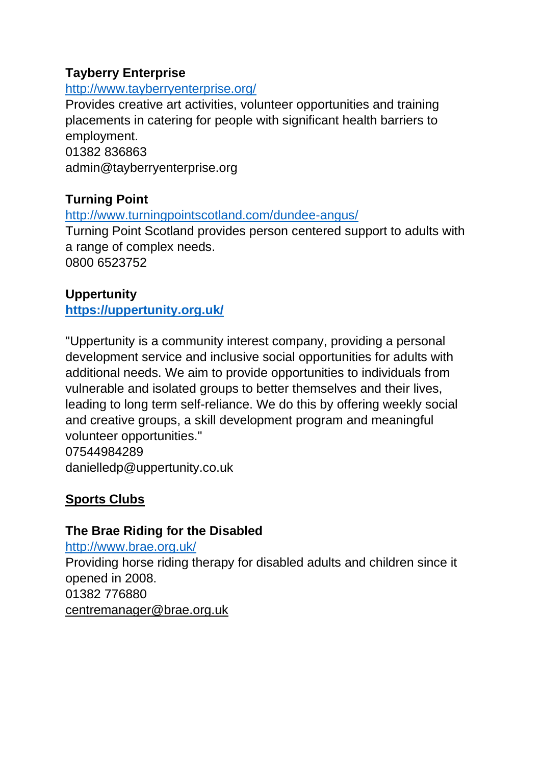**Tayberry Enterprise**

http://www.tayberryenterprise.org/

Provides creative art activities, volunteer opportunities and training placements in catering for people with significant health barriers to employment.

01382 836863

admin@tayberryenterprise.org

**Turning Point**

http://www.turningpointscotland.com/dundee-angus/

Turning Point Scotland provides person centered support to adults with a range of complex needs.

0800 6523752

**Uppertunity**

**https://uppertunity.org.uk/**

"Uppertunity is a community interest company, providing a personal development service and inclusive social opportunities for adults with additional needs. We aim to provide opportunities to individuals from vulnerable and isolated groups to better themselves and their lives, leading to long term self-reliance. We do this by offering weekly social and creative groups, a skill development program and meaningful volunteer opportunities."

07544984289

danielledp@uppertunity.co.uk

## Sports Clubs

**The Brae Riding for the Disabled**

http://www.brae.org.uk/

Providing horse riding therapy for disabled adults and children since it opened in 2008.

01382 776880

centremanager@brae.org.uk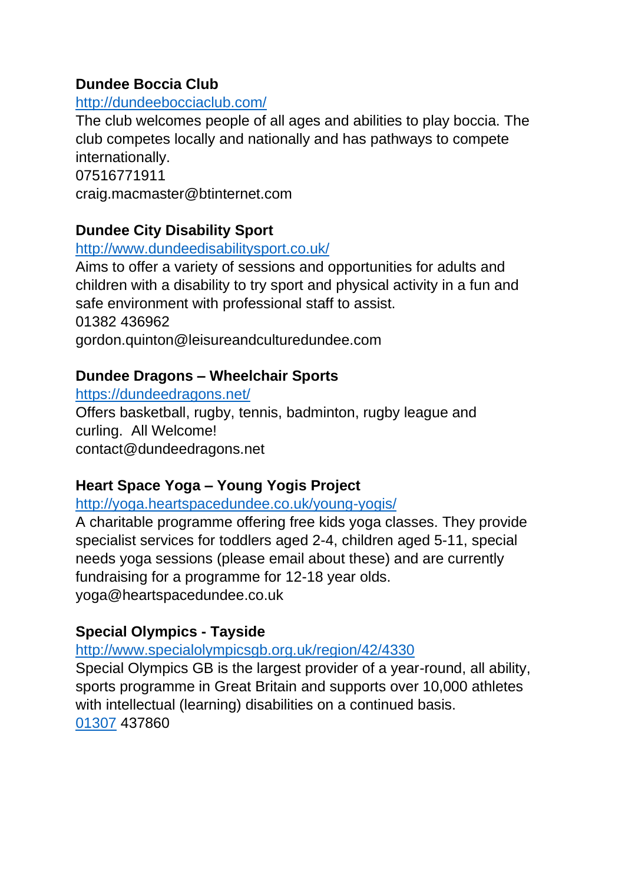**Dundee Boccia Club**

http://dundeebocciaclub.com/

The club welcomes people of all ages and abilities to play boccia. The club competes locally and nationally and has pathways to compete internationally.

07516771911

craig.macmaster@btinternet.com

**Dundee City Disability Sport**

http://www.dundeedisabilitysport.co.uk/

Aims to offer a variety of sessions and opportunities for adults and children with a disability to try sport and physical activity in a fun and safe environment with professional staff to assist.

01382 436962

gordon.quinton@leisureandculturedundee.com

**Dundee Dragons – Wheelchair Sports**

https://dundeedragons.net/

Offers basketball, rugby, tennis, badminton, rugby league and curling. All Welcome!

contact@dundeedragons.net

**Heart Space Yoga – Young Yogis Project**

http://yoga.heartspacedundee.co.uk/young-yogis/

A charitable programme offering free kids yoga classes. They provide specialist services for toddlers aged 2-4, children aged 5-11, special needs yoga sessions (please email about these) and are currently fundraising for a programme for 12-18 year olds.

yoga@heartspacedundee.co.uk

**Special Olympics - Tayside**

http://www.specialolympicsgb.org.uk/region/42/4330

Special Olympics GB is the largest provider of a year-round, all ability, sports programme in Great Britain and supports over 10,000 athletes with intellectual (learning) disabilities on a continued basis.

01307 437860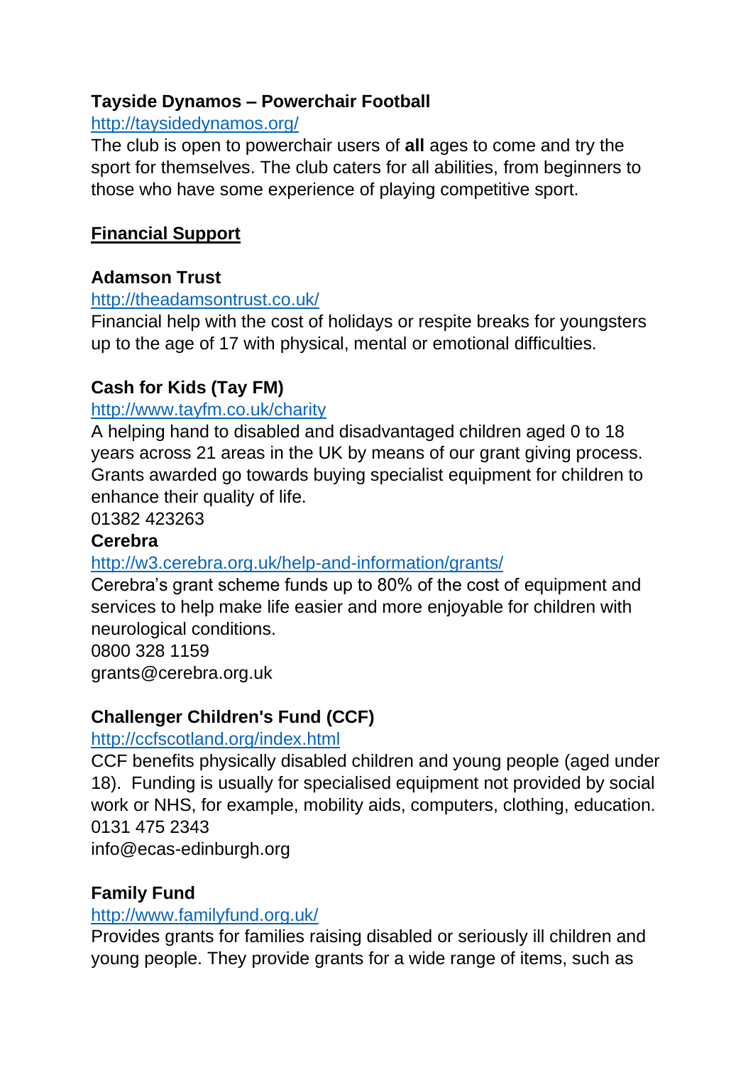**Tayside Dynamos – Powerchair Football**

http://taysidedynamos.org/

The club is open to powerchair users of **all** ages to come and try the sport for themselves. The club caters for all abilities, from beginners to those who have some experience of playing competitive sport.

## Financial Support

**Adamson Trust**

http://theadamsontrust.co.uk/

Financial help with the cost of holidays or respite breaks for youngsters up to the age of 17 with physical, mental or emotional difficulties.

**Cash for Kids (Tay FM)**

http://www.tayfm.co.uk/charity

A helping hand to disabled and disadvantaged children aged 0 to 18 years across 21 areas in the UK by means of our grant giving process. Grants awarded go towards buying specialist equipment for children to enhance their quality of life.

01382 423263

**Cerebra**

http://w3.cerebra.org.uk/help-and-information/grants/

Cerebra's grant scheme funds up to 80% of the cost of equipment and services to help make life easier and more enjoyable for children with neurological conditions.

0800 328 1159

grants@cerebra.org.uk

**Challenger Children's Fund (CCF)**

http://ccfscotland.org/index.html

CCF benefits physically disabled children and young people (aged under 18). Funding is usually for specialised equipment not provided by social work or NHS, for example, mobility aids, computers, clothing, education.

0131 475 2343

info@ecas-edinburgh.org

**Family Fund**

http://www.familyfund.org.uk/

Provides grants for families raising disabled or seriously ill children and young people. They provide grants for a wide range of items, such as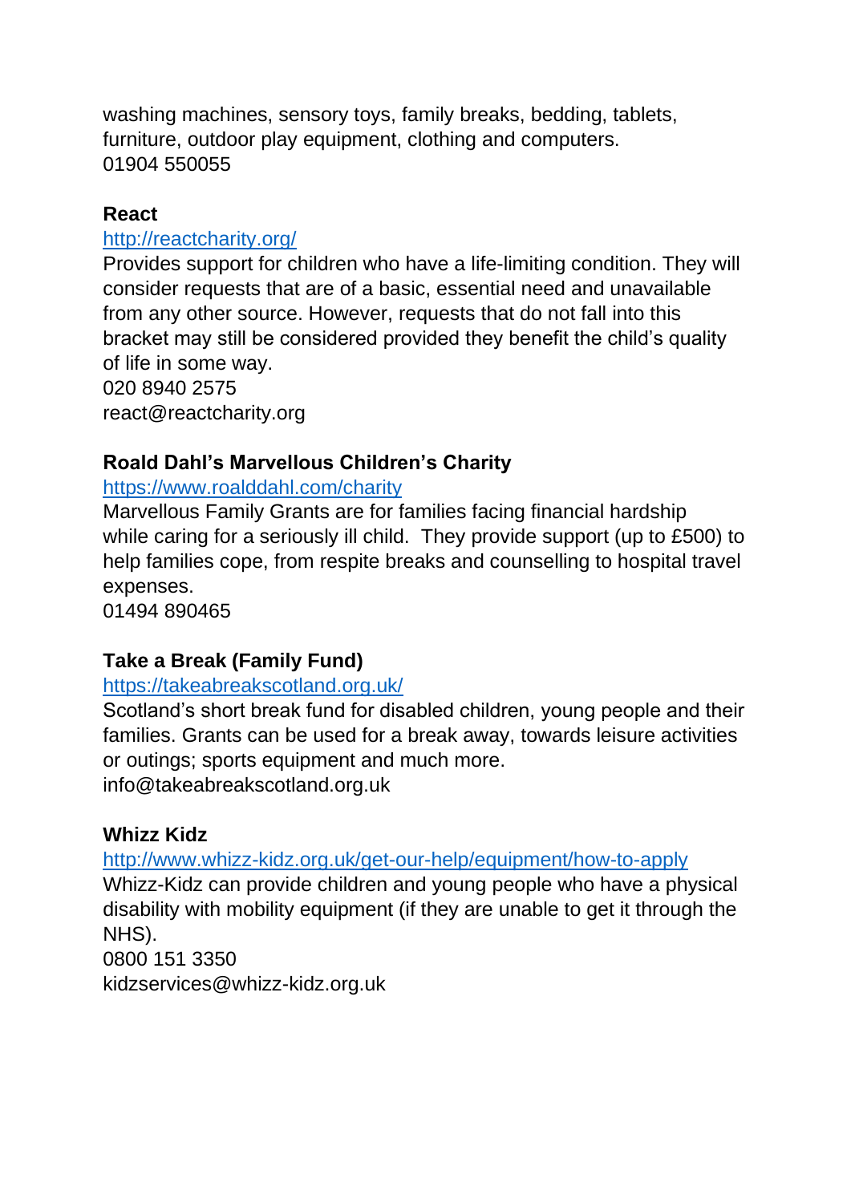washing machines, sensory toys, family breaks, bedding, tablets, furniture, outdoor play equipment, clothing and computers.
01904 550055

**React**

http://reactcharity.org/

Provides support for children who have a life-limiting condition. They will consider requests that are of a basic, essential need and unavailable from any other source. However, requests that do not fall into this bracket may still be considered provided they benefit the child's quality of life in some way.
020 8940 2575
react@reactcharity.org

**Roald Dahl's Marvellous Children's Charity**

https://www.roalddahl.com/charity

Marvellous Family Grants are for families facing financial hardship while caring for a seriously ill child. They provide support (up to £500) to help families cope, from respite breaks and counselling to hospital travel expenses.
01494 890465

**Take a Break (Family Fund)**

https://takeabreakscotland.org.uk/

Scotland's short break fund for disabled children, young people and their families. Grants can be used for a break away, towards leisure activities or outings; sports equipment and much more.
info@takeabreakscotland.org.uk

**Whizz Kidz**

http://www.whizz-kidz.org.uk/get-our-help/equipment/how-to-apply

Whizz-Kidz can provide children and young people who have a physical disability with mobility equipment (if they are unable to get it through the NHS).
0800 151 3350
kidzservices@whizz-kidz.org.uk